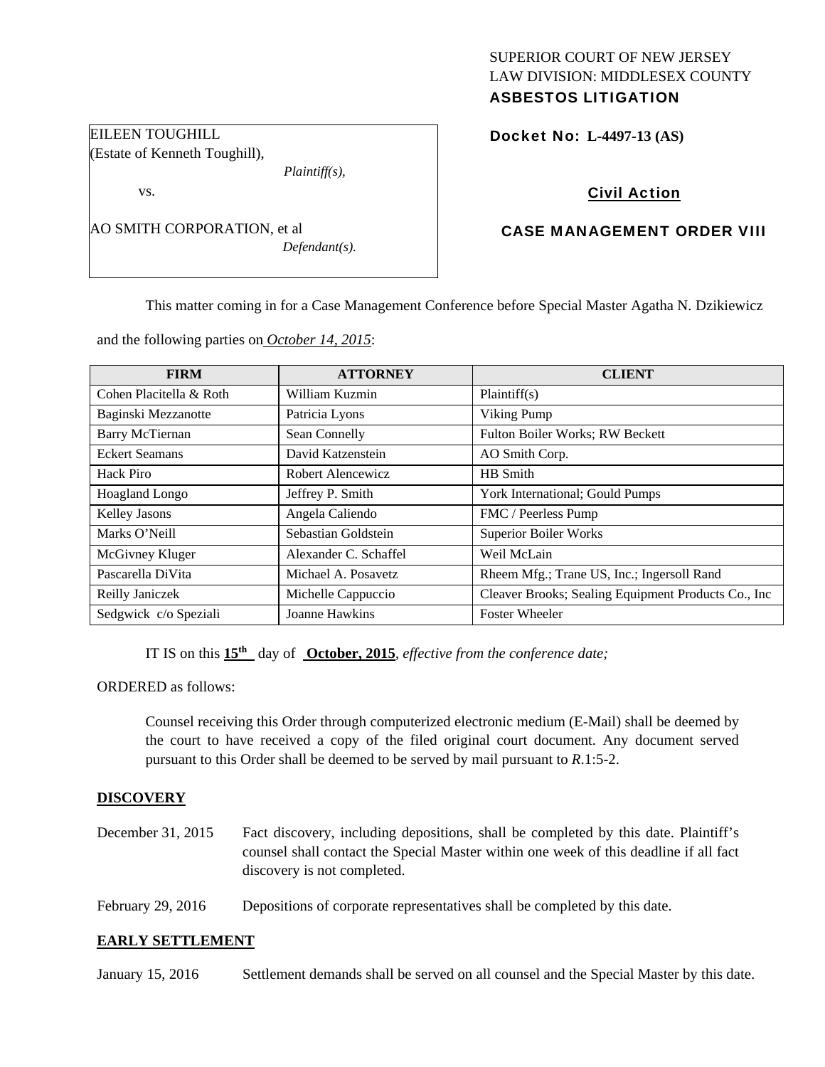SUPERIOR COURT OF NEW JERSEY
LAW DIVISION: MIDDLESEX COUNTY
**ASBESTOS LITIGATION**

EILEEN TOUGHILL
(Estate of Kenneth Toughill),
*Plaintiff(s),*

vs.

AO SMITH CORPORATION, et al
*Defendant(s).*

**Docket No: L-4497-13 (AS)**

**Civil Action**

**CASE MANAGEMENT ORDER VIII**

This matter coming in for a Case Management Conference before Special Master Agatha N. Dzikiewicz and the following parties on *October 14, 2015*:

| FIRM | ATTORNEY | CLIENT |
|---|---|---|
| Cohen Placitella & Roth | William Kuzmin | Plaintiff(s) |
| Baginski Mezzanotte | Patricia Lyons | Viking Pump |
| Barry McTiernan | Sean Connelly | Fulton Boiler Works; RW Beckett |
| Eckert Seamans | David Katzenstein | AO Smith Corp. |
| Hack Piro | Robert Alencewicz | HB Smith |
| Hoagland Longo | Jeffrey P. Smith | York International; Gould Pumps |
| Kelley Jasons | Angela Caliendo | FMC / Peerless Pump |
| Marks O'Neill | Sebastian Goldstein | Superior Boiler Works |
| McGivney Kluger | Alexander C. Schaffel | Weil McLain |
| Pascarella DiVita | Michael A. Posavetz | Rheem Mfg.; Trane US, Inc.; Ingersoll Rand |
| Reilly Janiczek | Michelle Cappuccio | Cleaver Brooks; Sealing Equipment Products Co., Inc |
| Sedgwick c/o Speziali | Joanne Hawkins | Foster Wheeler |

IT IS on this **15th** day of **October, 2015**, *effective from the conference date;*

ORDERED as follows:

Counsel receiving this Order through computerized electronic medium (E-Mail) shall be deemed by the court to have received a copy of the filed original court document. Any document served pursuant to this Order shall be deemed to be served by mail pursuant to *R*.1:5-2.

**DISCOVERY**

December 31, 2015 Fact discovery, including depositions, shall be completed by this date. Plaintiff's counsel shall contact the Special Master within one week of this deadline if all fact discovery is not completed.

February 29, 2016 Depositions of corporate representatives shall be completed by this date.

**EARLY SETTLEMENT**

January 15, 2016 Settlement demands shall be served on all counsel and the Special Master by this date.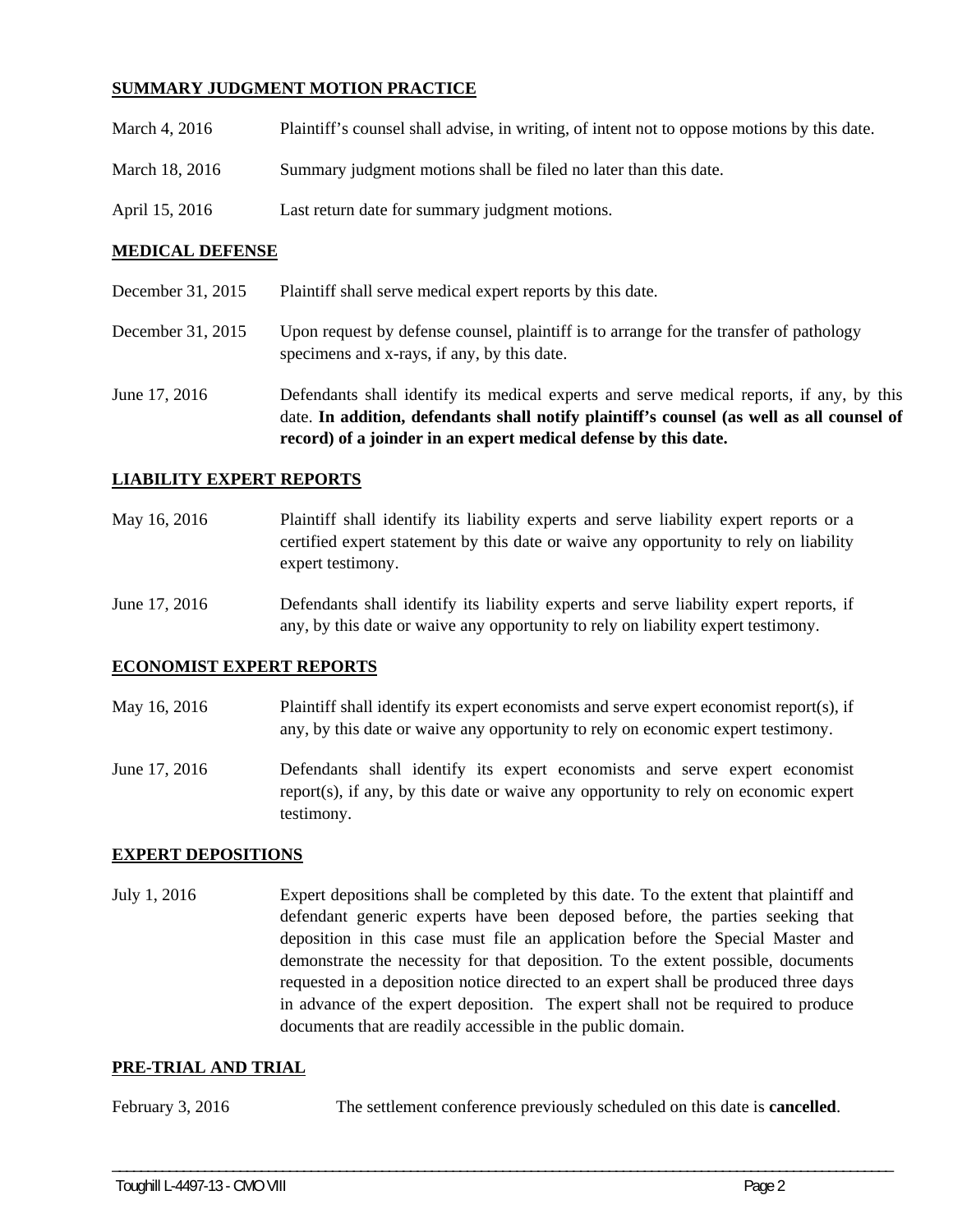**SUMMARY JUDGMENT MOTION PRACTICE**

| | |
|---|---|
| March 4, 2016 | Plaintiff's counsel shall advise, in writing, of intent not to oppose motions by this date. |
| March 18, 2016 | Summary judgment motions shall be filed no later than this date. |
| April 15, 2016 | Last return date for summary judgment motions. |

**MEDICAL DEFENSE**

| | |
|---|---|
| December 31, 2015 | Plaintiff shall serve medical expert reports by this date. |
| December 31, 2015 | Upon request by defense counsel, plaintiff is to arrange for the transfer of pathology specimens and x-rays, if any, by this date. |
| June 17, 2016 | Defendants shall identify its medical experts and serve medical reports, if any, by this date. **In addition, defendants shall notify plaintiff's counsel (as well as all counsel of record) of a joinder in an expert medical defense by this date.** |

**LIABILITY EXPERT REPORTS**

| | |
|---|---|
| May 16, 2016 | Plaintiff shall identify its liability experts and serve liability expert reports or a certified expert statement by this date or waive any opportunity to rely on liability expert testimony. |
| June 17, 2016 | Defendants shall identify its liability experts and serve liability expert reports, if any, by this date or waive any opportunity to rely on liability expert testimony. |

**ECONOMIST EXPERT REPORTS**

| | |
|---|---|
| May 16, 2016 | Plaintiff shall identify its expert economists and serve expert economist report(s), if any, by this date or waive any opportunity to rely on economic expert testimony. |
| June 17, 2016 | Defendants shall identify its expert economists and serve expert economist report(s), if any, by this date or waive any opportunity to rely on economic expert testimony. |

**EXPERT DEPOSITIONS**

| | |
|---|---|
| July 1, 2016 | Expert depositions shall be completed by this date. To the extent that plaintiff and defendant generic experts have been deposed before, the parties seeking that deposition in this case must file an application before the Special Master and demonstrate the necessity for that deposition. To the extent possible, documents requested in a deposition notice directed to an expert shall be produced three days in advance of the expert deposition. The expert shall not be required to produce documents that are readily accessible in the public domain. |

**PRE-TRIAL AND TRIAL**

| | |
|---|---|
| February 3, 2016 | The settlement conference previously scheduled on this date is **cancelled**. |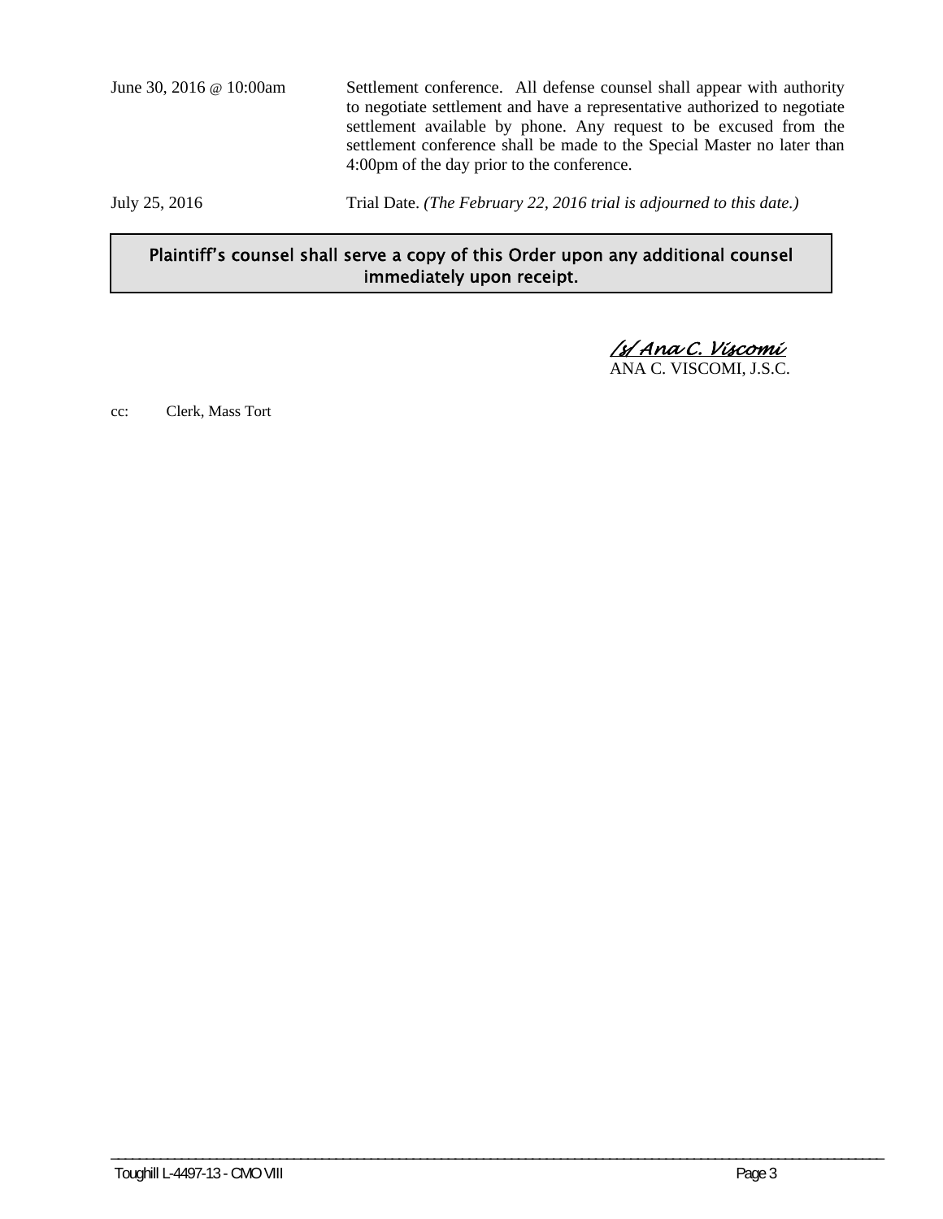| | |
|---|---|
| June 30, 2016 @ 10:00am | Settlement conference. All defense counsel shall appear with authority to negotiate settlement and have a representative authorized to negotiate settlement available by phone. Any request to be excused from the settlement conference shall be made to the Special Master no later than 4:00pm of the day prior to the conference. |
| July 25, 2016 | Trial Date. *(The February 22, 2016 trial is adjourned to this date.)* |

**Plaintiff's counsel shall serve a copy of this Order upon any additional counsel immediately upon receipt.**

*/s/ Ana C. Viscomi*
ANA C. VISCOMI, J.S.C.

cc: Clerk, Mass Tort